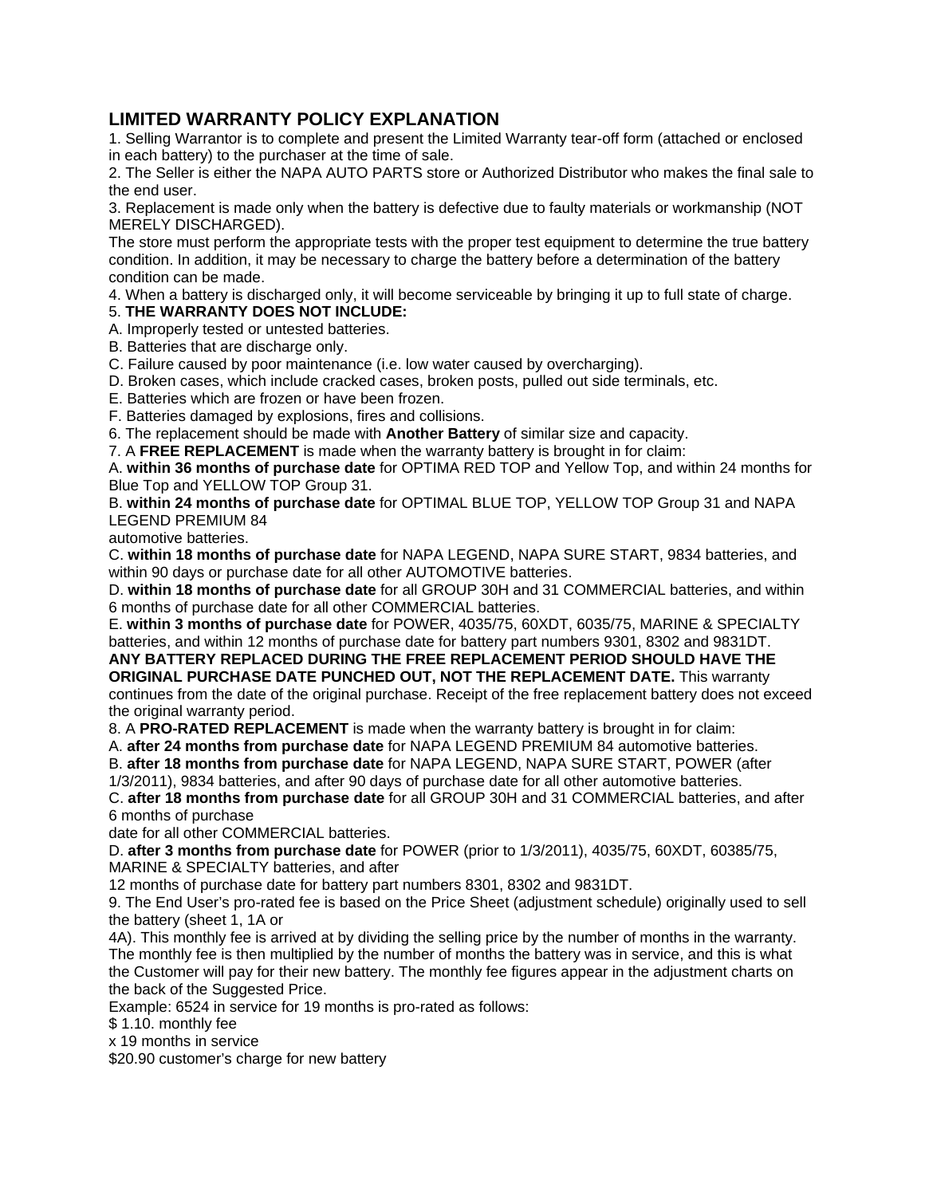## LIMITED WARRANTY POLICY EXPLANATION

1. Selling Warrantor is to complete and present the Limited Warranty tear-off form (attached or enclosed in each battery) to the purchaser at the time of sale.
2. The Seller is either the NAPA AUTO PARTS store or Authorized Distributor who makes the final sale to the end user.
3. Replacement is made only when the battery is defective due to faulty materials or workmanship (NOT MERELY DISCHARGED).

The store must perform the appropriate tests with the proper test equipment to determine the true battery condition. In addition, it may be necessary to charge the battery before a determination of the battery condition can be made.

4. When a battery is discharged only, it will become serviceable by bringing it up to full state of charge.
5. **THE WARRANTY DOES NOT INCLUDE:**

A. Improperly tested or untested batteries.
B. Batteries that are discharge only.
C. Failure caused by poor maintenance (i.e. low water caused by overcharging).
D. Broken cases, which include cracked cases, broken posts, pulled out side terminals, etc.
E. Batteries which are frozen or have been frozen.
F. Batteries damaged by explosions, fires and collisions.

6. The replacement should be made with **Another Battery** of similar size and capacity.
7. A **FREE REPLACEMENT** is made when the warranty battery is brought in for claim:

A. **within 36 months of purchase date** for OPTIMA RED TOP and Yellow Top, and within 24 months for Blue Top and YELLOW TOP Group 31.
B. **within 24 months of purchase date** for OPTIMAL BLUE TOP, YELLOW TOP Group 31 and NAPA LEGEND PREMIUM 84 automotive batteries.
C. **within 18 months of purchase date** for NAPA LEGEND, NAPA SURE START, 9834 batteries, and within 90 days or purchase date for all other AUTOMOTIVE batteries.
D. **within 18 months of purchase date** for all GROUP 30H and 31 COMMERCIAL batteries, and within 6 months of purchase date for all other COMMERCIAL batteries.
E. **within 3 months of purchase date** for POWER, 4035/75, 60XDT, 6035/75, MARINE & SPECIALTY batteries, and within 12 months of purchase date for battery part numbers 9301, 8302 and 9831DT.

**ANY BATTERY REPLACED DURING THE FREE REPLACEMENT PERIOD SHOULD HAVE THE ORIGINAL PURCHASE DATE PUNCHED OUT, NOT THE REPLACEMENT DATE.** This warranty continues from the date of the original purchase. Receipt of the free replacement battery does not exceed the original warranty period.

8. A **PRO-RATED REPLACEMENT** is made when the warranty battery is brought in for claim:

A. **after 24 months from purchase date** for NAPA LEGEND PREMIUM 84 automotive batteries.
B. **after 18 months from purchase date** for NAPA LEGEND, NAPA SURE START, POWER (after 1/3/2011), 9834 batteries, and after 90 days of purchase date for all other automotive batteries.
C. **after 18 months from purchase date** for all GROUP 30H and 31 COMMERCIAL batteries, and after 6 months of purchase date for all other COMMERCIAL batteries.
D. **after 3 months from purchase date** for POWER (prior to 1/3/2011), 4035/75, 60XDT, 60385/75, MARINE & SPECIALTY batteries, and after 12 months of purchase date for battery part numbers 8301, 8302 and 9831DT.

9. The End User's pro-rated fee is based on the Price Sheet (adjustment schedule) originally used to sell the battery (sheet 1, 1A or 4A). This monthly fee is arrived at by dividing the selling price by the number of months in the warranty. The monthly fee is then multiplied by the number of months the battery was in service, and this is what the Customer will pay for their new battery. The monthly fee figures appear in the adjustment charts on the back of the Suggested Price.

Example: 6524 in service for 19 months is pro-rated as follows:

$ 1.10. monthly fee
x 19 months in service
$20.90 customer's charge for new battery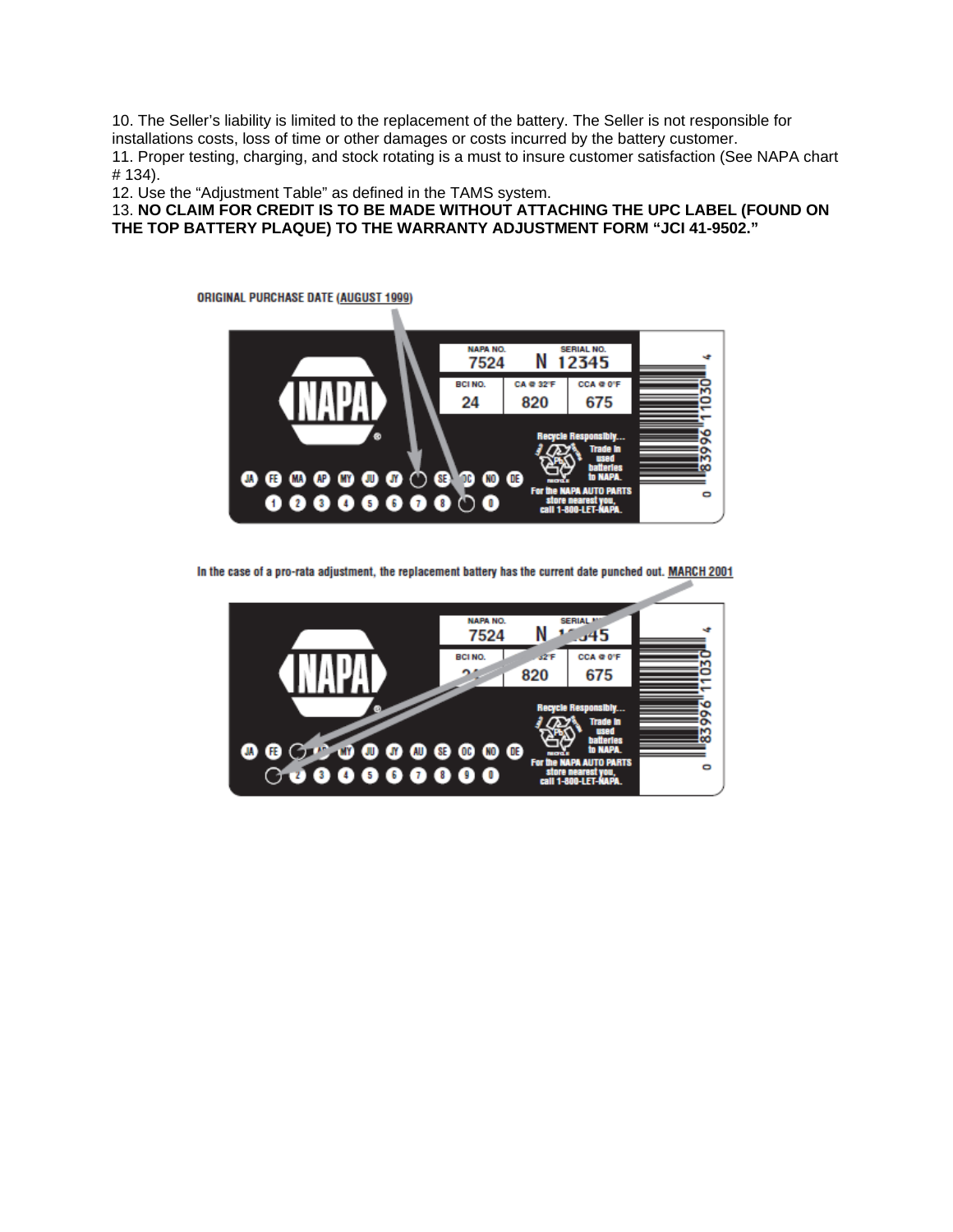10. The Seller's liability is limited to the replacement of the battery. The Seller is not responsible for installations costs, loss of time or other damages or costs incurred by the battery customer.
11. Proper testing, charging, and stock rotating is a must to insure customer satisfaction (See NAPA chart # 134).
12. Use the "Adjustment Table" as defined in the TAMS system.
13. **NO CLAIM FOR CREDIT IS TO BE MADE WITHOUT ATTACHING THE UPC LABEL (FOUND ON THE TOP BATTERY PLAQUE) TO THE WARRANTY ADJUSTMENT FORM "JCI 41-9502."**

ORIGINAL PURCHASE DATE (AUGUST 1999)

NAPA NO. 7524
SERIAL NO. N 12345
BCI NO. 24
CA @ 32°F 820
CCA @ 0°F 675
Recycle Responsibly... Trade in used batteries to NAPA.
For the NAPA AUTO PARTS store nearest you, call 1-800-LET-NAPA.
JA FE MA AP MY JU JY SE OC NO DE
1 2 3 4 5 6 7 8 0
0 83996 11030 4

In the case of a pro-rata adjustment, the replacement battery has the current date punched out. MARCH 2001

NAPA NO. 7524
SERIAL NO. N 12345
BCI NO. 24
CA @ 32°F 820
CCA @ 0°F 675
Recycle Responsibly... Trade in used batteries to NAPA.
For the NAPA AUTO PARTS store nearest you, call 1-800-LET-NAPA.
JA FE AP MY JU JY AU SE OC NO DE
2 3 4 5 6 7 8 9 0
0 83996 11030 4